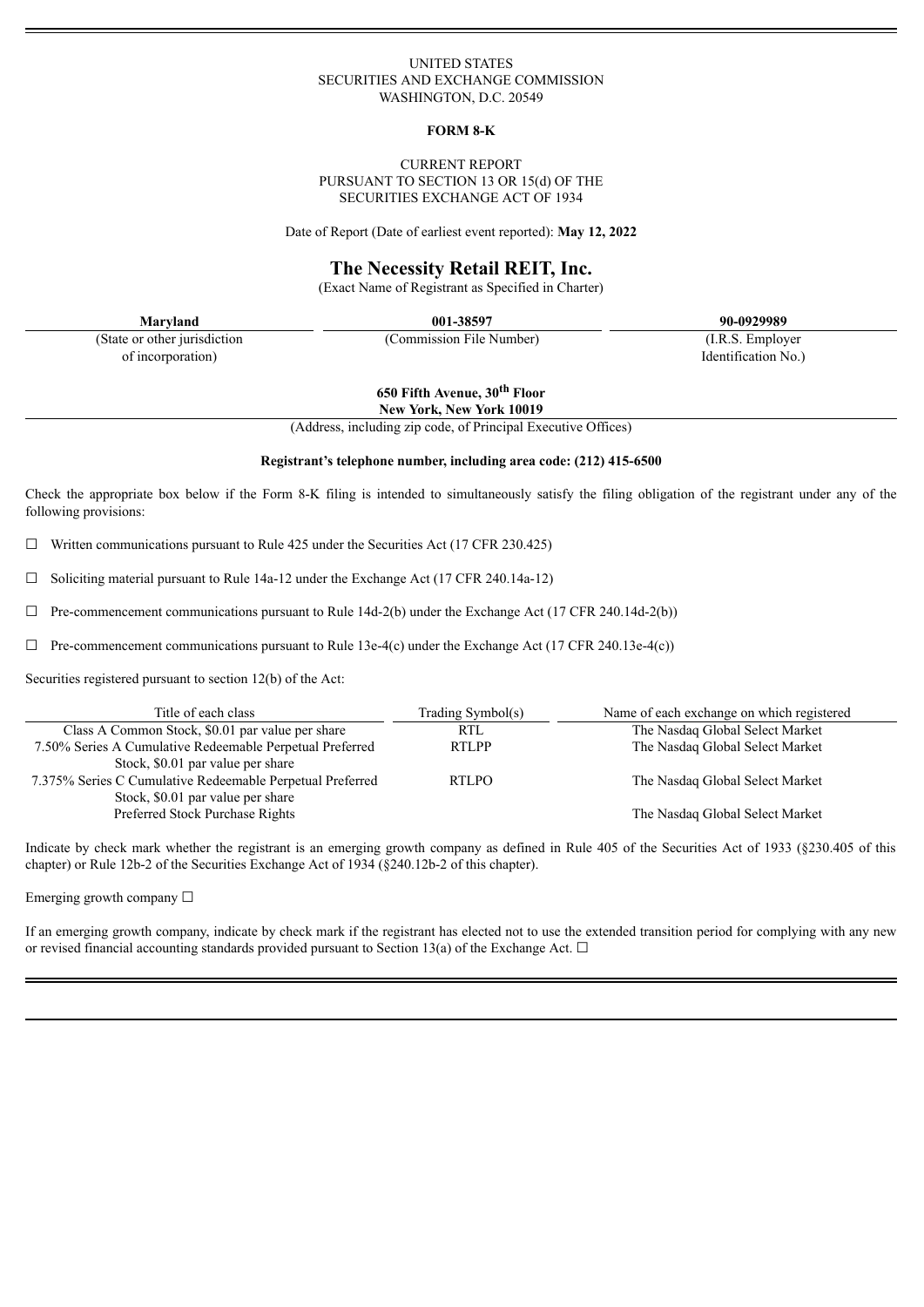UNITED STATES
SECURITIES AND EXCHANGE COMMISSION
WASHINGTON, D.C. 20549

**FORM 8-K**

CURRENT REPORT
PURSUANT TO SECTION 13 OR 15(d) OF THE
SECURITIES EXCHANGE ACT OF 1934

Date of Report (Date of earliest event reported): **May 12, 2022**

# The Necessity Retail REIT, Inc.

(Exact Name of Registrant as Specified in Charter)

| **Maryland** | **001-38597** | **90-0929989** |
|---|---|---|
| (State or other jurisdiction of incorporation) | (Commission File Number) | (I.R.S. Employer Identification No.) |

**650 Fifth Avenue, 30th Floor**
**New York, New York 10019**
(Address, including zip code, of Principal Executive Offices)

**Registrant's telephone number, including area code: (212) 415-6500**

Check the appropriate box below if the Form 8-K filing is intended to simultaneously satisfy the filing obligation of the registrant under any of the following provisions:

☐ Written communications pursuant to Rule 425 under the Securities Act (17 CFR 230.425)

☐ Soliciting material pursuant to Rule 14a-12 under the Exchange Act (17 CFR 240.14a-12)

☐ Pre-commencement communications pursuant to Rule 14d-2(b) under the Exchange Act (17 CFR 240.14d-2(b))

☐ Pre-commencement communications pursuant to Rule 13e-4(c) under the Exchange Act (17 CFR 240.13e-4(c))

Securities registered pursuant to section 12(b) of the Act:

| Title of each class | Trading Symbol(s) | Name of each exchange on which registered |
|---|---|---|
| Class A Common Stock, $0.01 par value per share | RTL | The Nasdaq Global Select Market |
| 7.50% Series A Cumulative Redeemable Perpetual Preferred Stock, $0.01 par value per share | RTLPP | The Nasdaq Global Select Market |
| 7.375% Series C Cumulative Redeemable Perpetual Preferred Stock, $0.01 par value per share | RTLPO | The Nasdaq Global Select Market |
| Preferred Stock Purchase Rights | | The Nasdaq Global Select Market |

Indicate by check mark whether the registrant is an emerging growth company as defined in Rule 405 of the Securities Act of 1933 (§230.405 of this chapter) or Rule 12b-2 of the Securities Exchange Act of 1934 (§240.12b-2 of this chapter).

Emerging growth company ☐

If an emerging growth company, indicate by check mark if the registrant has elected not to use the extended transition period for complying with any new or revised financial accounting standards provided pursuant to Section 13(a) of the Exchange Act. ☐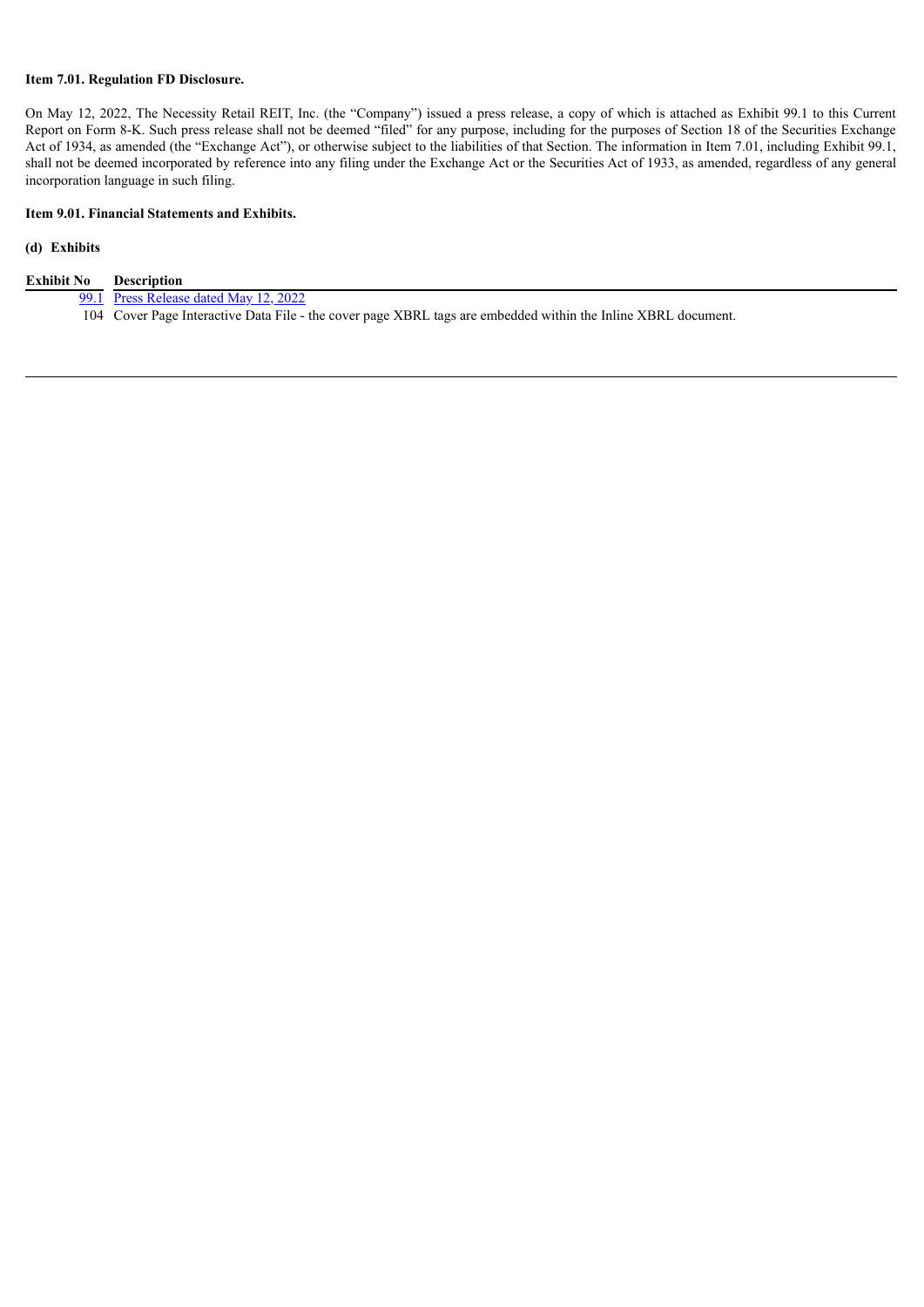**Item 7.01. Regulation FD Disclosure.**

On May 12, 2022, The Necessity Retail REIT, Inc. (the "Company") issued a press release, a copy of which is attached as Exhibit 99.1 to this Current Report on Form 8-K. Such press release shall not be deemed "filed" for any purpose, including for the purposes of Section 18 of the Securities Exchange Act of 1934, as amended (the "Exchange Act"), or otherwise subject to the liabilities of that Section. The information in Item 7.01, including Exhibit 99.1, shall not be deemed incorporated by reference into any filing under the Exchange Act or the Securities Act of 1933, as amended, regardless of any general incorporation language in such filing.

**Item 9.01. Financial Statements and Exhibits.**

**(d) Exhibits**

| Exhibit No | Description |
|---|---|
| 99.1 | Press Release dated May 12, 2022 |
| 104 | Cover Page Interactive Data File - the cover page XBRL tags are embedded within the Inline XBRL document. |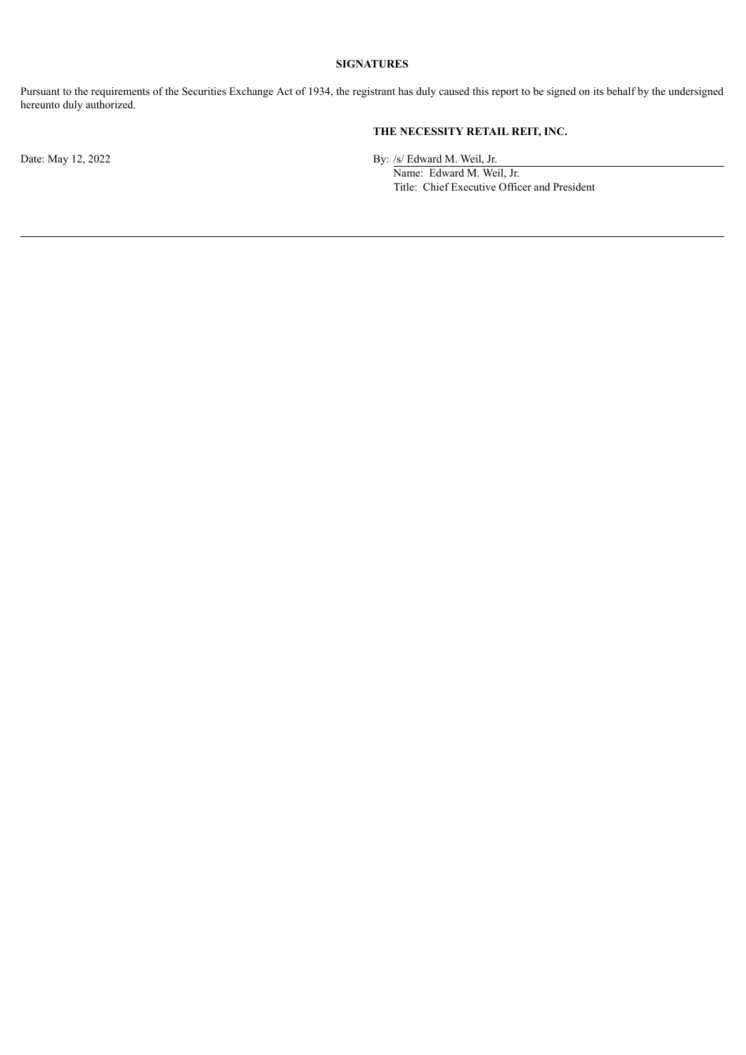**SIGNATURES**

Pursuant to the requirements of the Securities Exchange Act of 1934, the registrant has duly caused this report to be signed on its behalf by the undersigned hereunto duly authorized.

**THE NECESSITY RETAIL REIT, INC.**

Date: May 12, 2022

By: /s/ Edward M. Weil, Jr.
Name: Edward M. Weil, Jr.
Title: Chief Executive Officer and President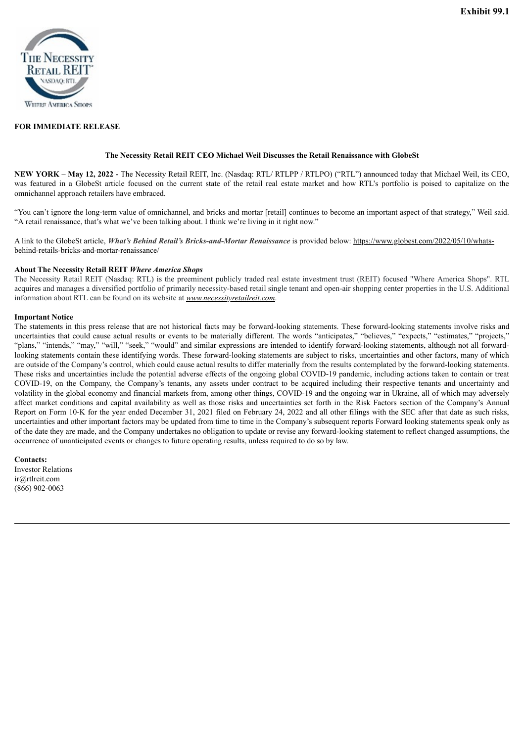Exhibit 99.1

**FOR IMMEDIATE RELEASE**

**The Necessity Retail REIT CEO Michael Weil Discusses the Retail Renaissance with GlobeSt**

**NEW YORK – May 12, 2022 -** The Necessity Retail REIT, Inc. (Nasdaq: RTL/ RTLPP / RTLPO) ("RTL") announced today that Michael Weil, its CEO, was featured in a GlobeSt article focused on the current state of the retail real estate market and how RTL's portfolio is poised to capitalize on the omnichannel approach retailers have embraced.

"You can't ignore the long-term value of omnichannel, and bricks and mortar [retail] continues to become an important aspect of that strategy," Weil said. "A retail renaissance, that's what we've been talking about. I think we're living in it right now."

A link to the GlobeSt article, ***What's Behind Retail's Bricks-and-Mortar Renaissance*** is provided below: https://www.globest.com/2022/05/10/whats-behind-retails-bricks-and-mortar-renaissance/

**About The Necessity Retail REIT** ***Where America Shops***

The Necessity Retail REIT (Nasdaq: RTL) is the preeminent publicly traded real estate investment trust (REIT) focused "Where America Shops". RTL acquires and manages a diversified portfolio of primarily necessity-based retail single tenant and open-air shopping center properties in the U.S. Additional information about RTL can be found on its website at *www.necessityretailreit.com*.

**Important Notice**

The statements in this press release that are not historical facts may be forward-looking statements. These forward-looking statements involve risks and uncertainties that could cause actual results or events to be materially different. The words "anticipates," "believes," "expects," "estimates," "projects," "plans," "intends," "may," "will," "seek," "would" and similar expressions are intended to identify forward-looking statements, although not all forward-looking statements contain these identifying words. These forward-looking statements are subject to risks, uncertainties and other factors, many of which are outside of the Company's control, which could cause actual results to differ materially from the results contemplated by the forward-looking statements. These risks and uncertainties include the potential adverse effects of the ongoing global COVID-19 pandemic, including actions taken to contain or treat COVID-19, on the Company, the Company's tenants, any assets under contract to be acquired including their respective tenants and uncertainty and volatility in the global economy and financial markets from, among other things, COVID-19 and the ongoing war in Ukraine, all of which may adversely affect market conditions and capital availability as well as those risks and uncertainties set forth in the Risk Factors section of the Company's Annual Report on Form 10-K for the year ended December 31, 2021 filed on February 24, 2022 and all other filings with the SEC after that date as such risks, uncertainties and other important factors may be updated from time to time in the Company's subsequent reports Forward looking statements speak only as of the date they are made, and the Company undertakes no obligation to update or revise any forward-looking statement to reflect changed assumptions, the occurrence of unanticipated events or changes to future operating results, unless required to do so by law.

**Contacts:**
Investor Relations
ir@rtlreit.com
(866) 902-0063